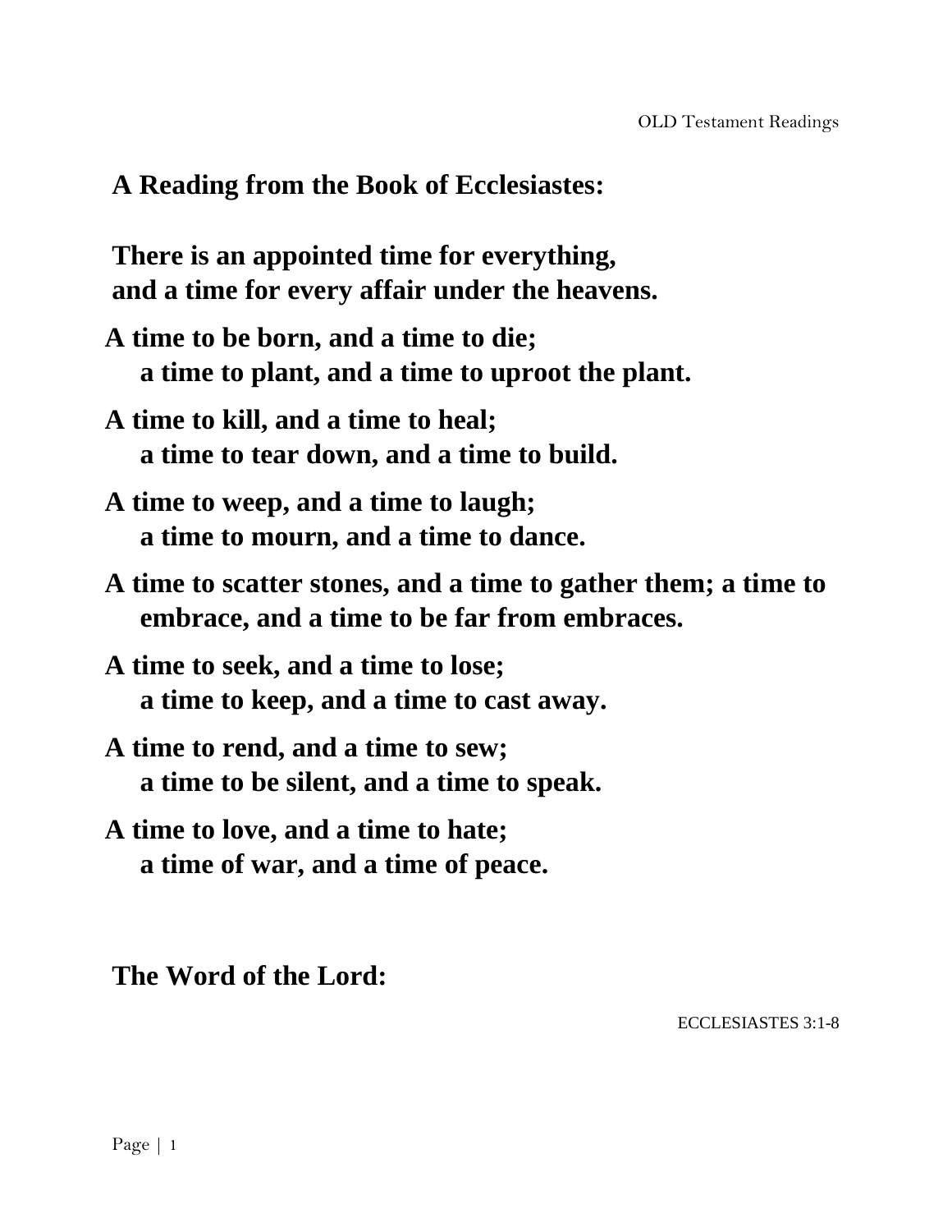**A Reading from the Book of Ecclesiastes:**

**There is an appointed time for everything,**
**and a time for every affair under the heavens.**

**A time to be born, and a time to die;**
**a time to plant, and a time to uproot the plant.**

**A time to kill, and a time to heal;**
**a time to tear down, and a time to build.**

**A time to weep, and a time to laugh;**
**a time to mourn, and a time to dance.**

**A time to scatter stones, and a time to gather them; a time to embrace, and a time to be far from embraces.**

**A time to seek, and a time to lose;**
**a time to keep, and a time to cast away.**

**A time to rend, and a time to sew;**
**a time to be silent, and a time to speak.**

**A time to love, and a time to hate;**
**a time of war, and a time of peace.**

**The Word of the Lord:**

ECCLESIASTES 3:1-8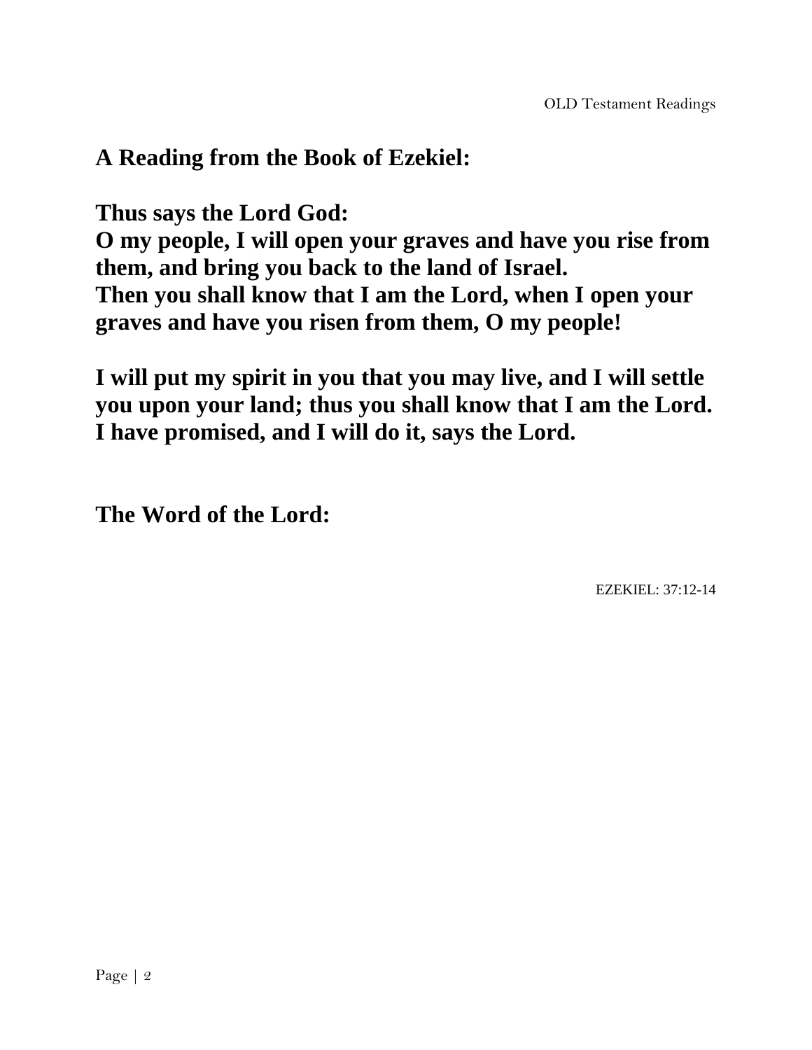**A Reading from the Book of Ezekiel:**

**Thus says the Lord God:**
**O my people, I will open your graves and have you rise from them, and bring you back to the land of Israel.**
**Then you shall know that I am the Lord, when I open your graves and have you risen from them, O my people!**

**I will put my spirit in you that you may live, and I will settle you upon your land; thus you shall know that I am the Lord. I have promised, and I will do it, says the Lord.**

**The Word of the Lord:**

EZEKIEL: 37:12-14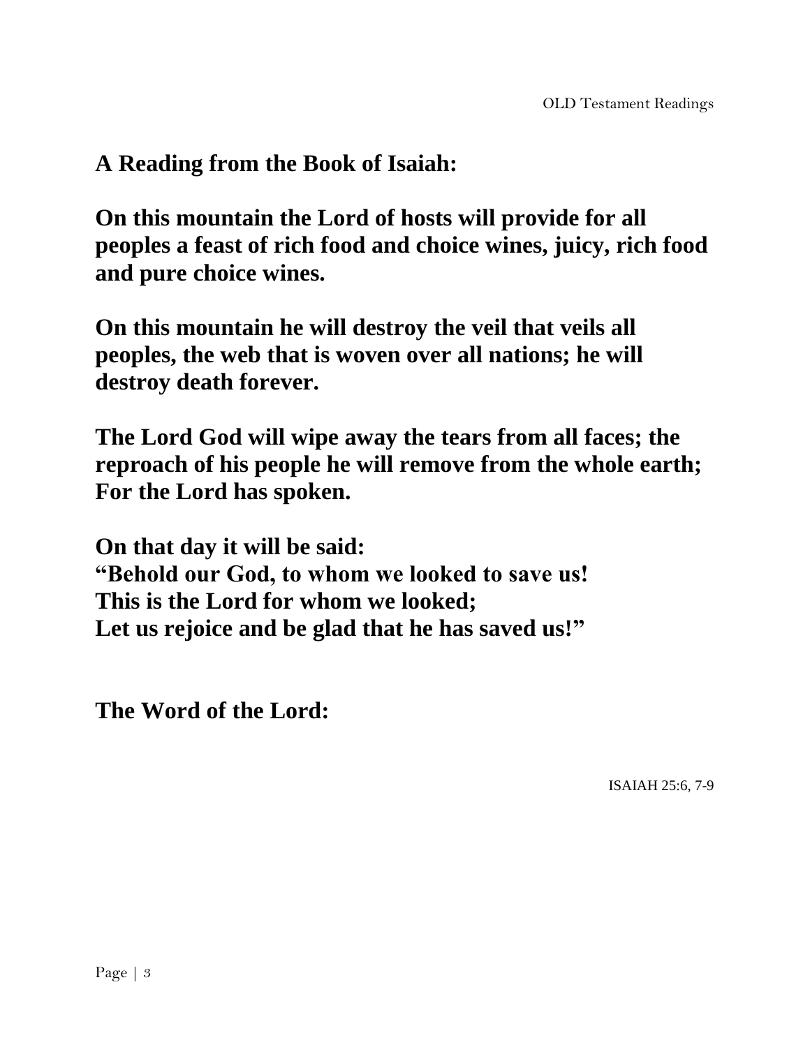**A Reading from the Book of Isaiah:**

**On this mountain the Lord of hosts will provide for all peoples a feast of rich food and choice wines, juicy, rich food and pure choice wines.**

**On this mountain he will destroy the veil that veils all peoples, the web that is woven over all nations; he will destroy death forever.**

**The Lord God will wipe away the tears from all faces; the reproach of his people he will remove from the whole earth; For the Lord has spoken.**

**On that day it will be said:**
**"Behold our God, to whom we looked to save us!**
**This is the Lord for whom we looked;**
**Let us rejoice and be glad that he has saved us!"**

**The Word of the Lord:**

ISAIAH 25:6, 7-9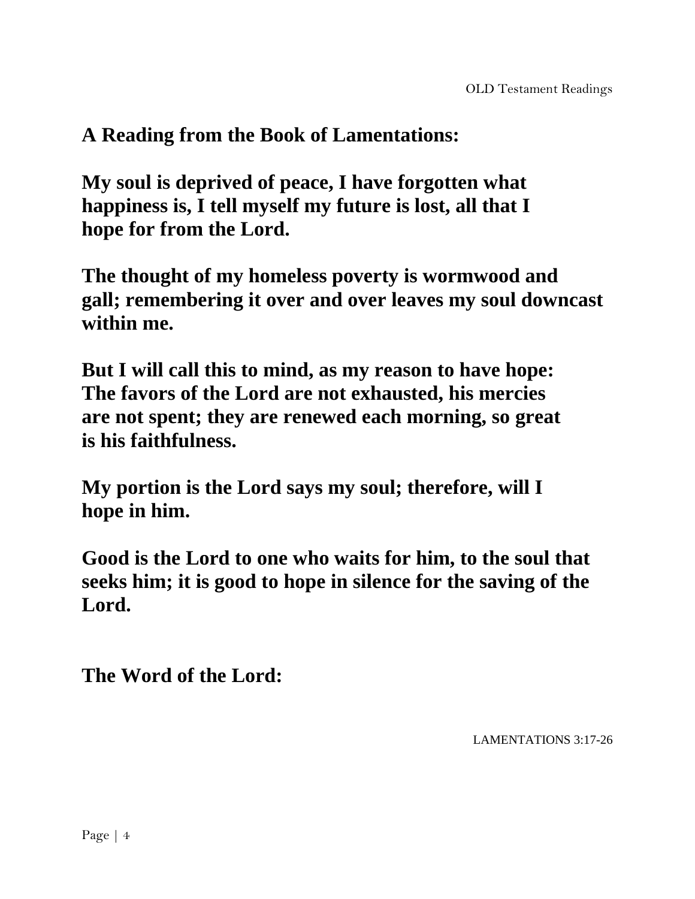**A Reading from the Book of Lamentations:**

**My soul is deprived of peace, I have forgotten what happiness is, I tell myself my future is lost, all that I hope for from the Lord.**

**The thought of my homeless poverty is wormwood and gall; remembering it over and over leaves my soul downcast within me.**

**But I will call this to mind, as my reason to have hope: The favors of the Lord are not exhausted, his mercies are not spent; they are renewed each morning, so great is his faithfulness.**

**My portion is the Lord says my soul; therefore, will I hope in him.**

**Good is the Lord to one who waits for him, to the soul that seeks him; it is good to hope in silence for the saving of the Lord.**

**The Word of the Lord:**

LAMENTATIONS 3:17-26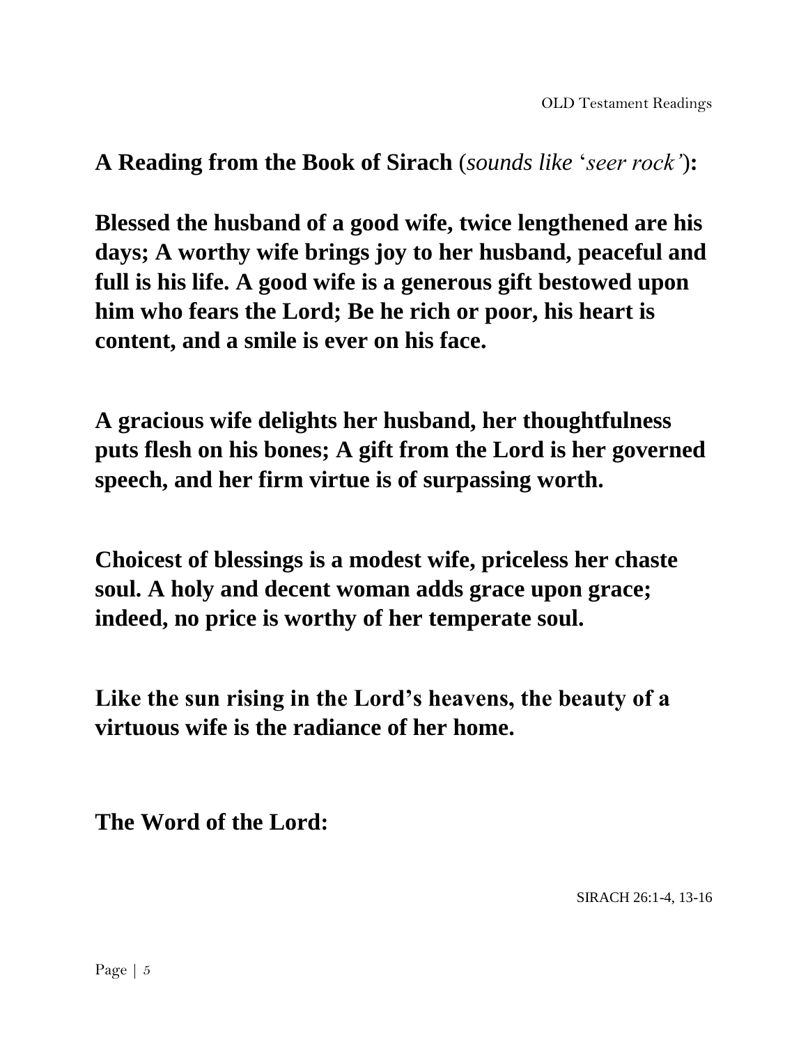**A Reading from the Book of Sirach** (*sounds like* '*seer rock'*)**:**

**Blessed the husband of a good wife, twice lengthened are his days; A worthy wife brings joy to her husband, peaceful and full is his life. A good wife is a generous gift bestowed upon him who fears the Lord; Be he rich or poor, his heart is content, and a smile is ever on his face.**

**A gracious wife delights her husband, her thoughtfulness puts flesh on his bones; A gift from the Lord is her governed speech, and her firm virtue is of surpassing worth.**

**Choicest of blessings is a modest wife, priceless her chaste soul. A holy and decent woman adds grace upon grace; indeed, no price is worthy of her temperate soul.**

**Like the sun rising in the Lord's heavens, the beauty of a virtuous wife is the radiance of her home.**

**The Word of the Lord:**

SIRACH 26:1-4, 13-16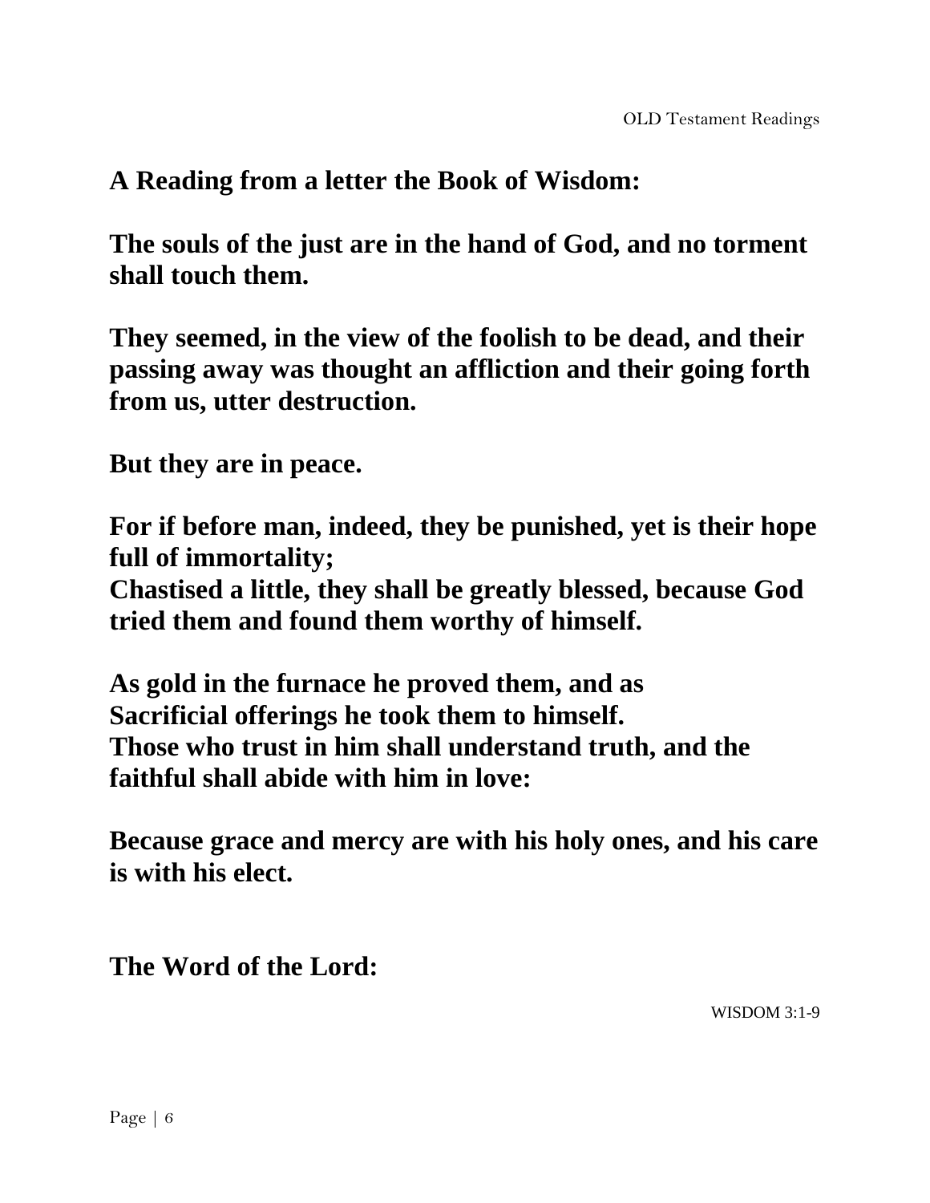**A Reading from a letter the Book of Wisdom:**

**The souls of the just are in the hand of God, and no torment shall touch them.**

**They seemed, in the view of the foolish to be dead, and their passing away was thought an affliction and their going forth from us, utter destruction.**

**But they are in peace.**

**For if before man, indeed, they be punished, yet is their hope full of immortality;**
**Chastised a little, they shall be greatly blessed, because God tried them and found them worthy of himself.**

**As gold in the furnace he proved them, and as Sacrificial offerings he took them to himself.**
**Those who trust in him shall understand truth, and the faithful shall abide with him in love:**

**Because grace and mercy are with his holy ones, and his care is with his elect.**

**The Word of the Lord:**

WISDOM 3:1-9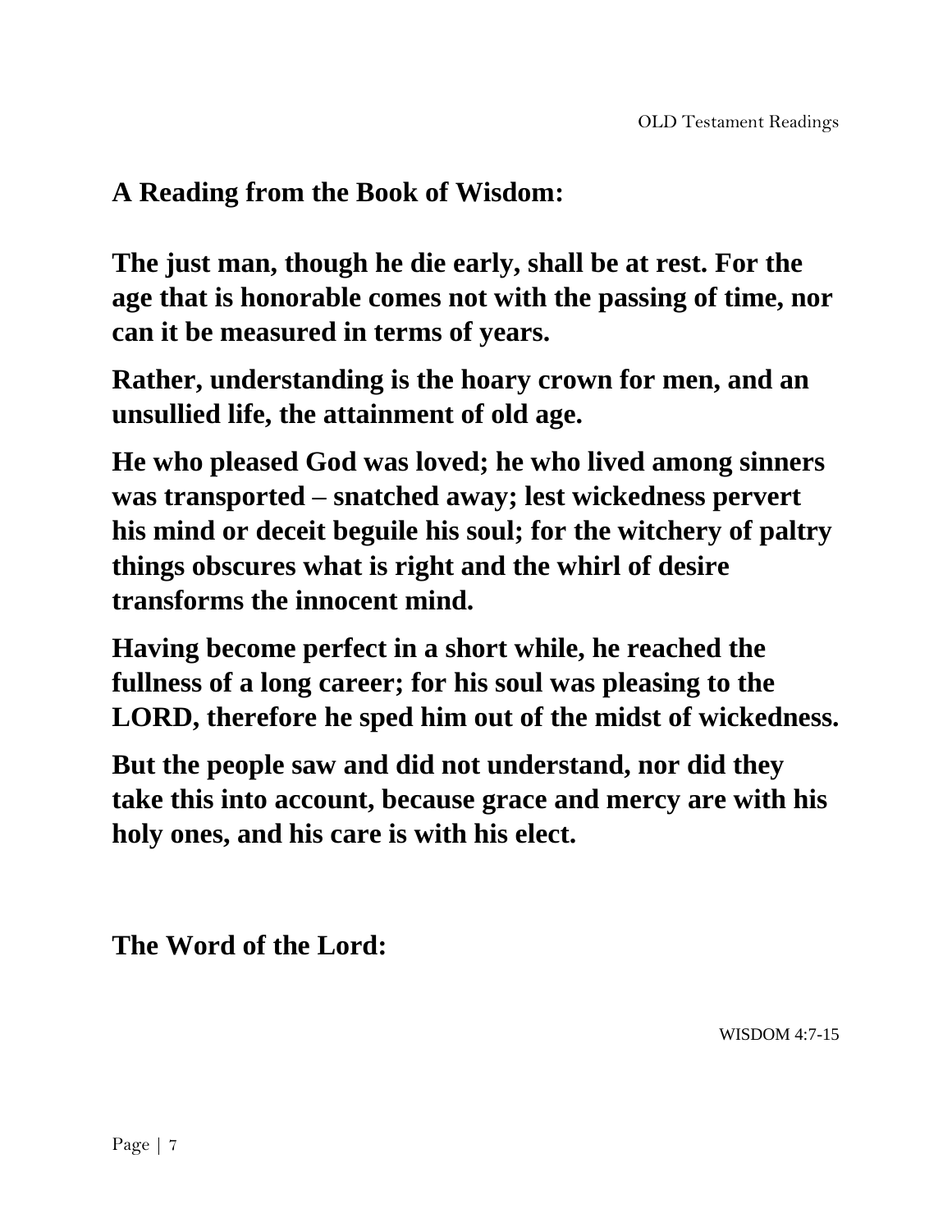**A Reading from the Book of Wisdom:**

**The just man, though he die early, shall be at rest. For the age that is honorable comes not with the passing of time, nor can it be measured in terms of years.**

**Rather, understanding is the hoary crown for men, and an unsullied life, the attainment of old age.**

**He who pleased God was loved; he who lived among sinners was transported – snatched away; lest wickedness pervert his mind or deceit beguile his soul; for the witchery of paltry things obscures what is right and the whirl of desire transforms the innocent mind.**

**Having become perfect in a short while, he reached the fullness of a long career; for his soul was pleasing to the LORD, therefore he sped him out of the midst of wickedness.**

**But the people saw and did not understand, nor did they take this into account, because grace and mercy are with his holy ones, and his care is with his elect.**

**The Word of the Lord:**

WISDOM 4:7-15